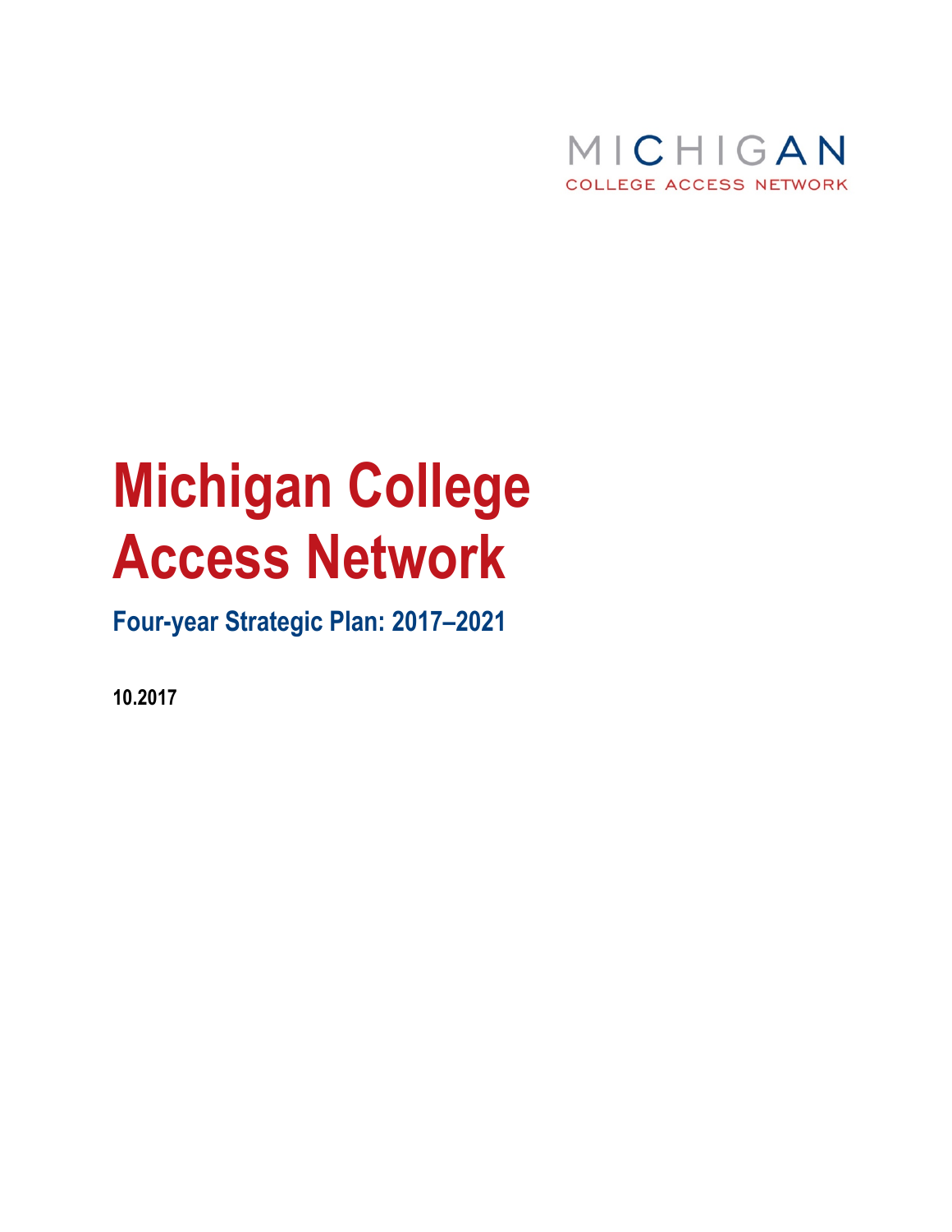MICHIGAN
COLLEGE ACCESS NETWORK

# Michigan College Access Network

## Four-year Strategic Plan: 2017–2021

**10.2017**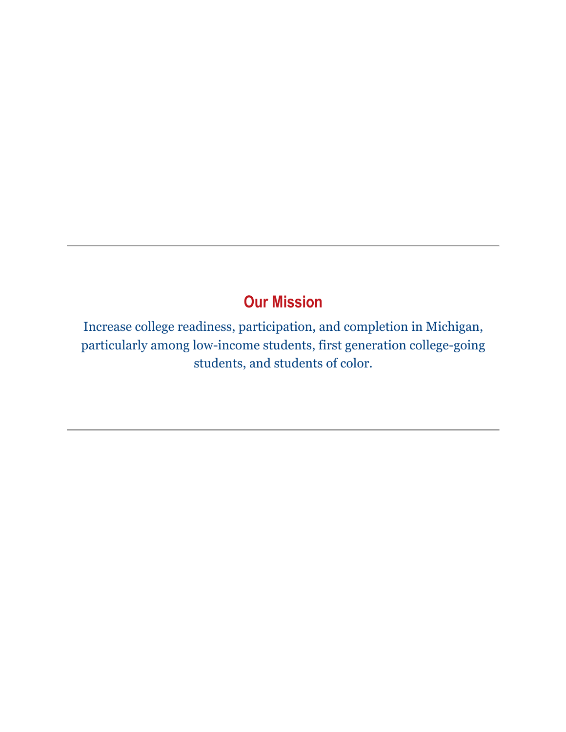---

## Our Mission

Increase college readiness, participation, and completion in Michigan, particularly among low-income students, first generation college-going students, and students of color.

---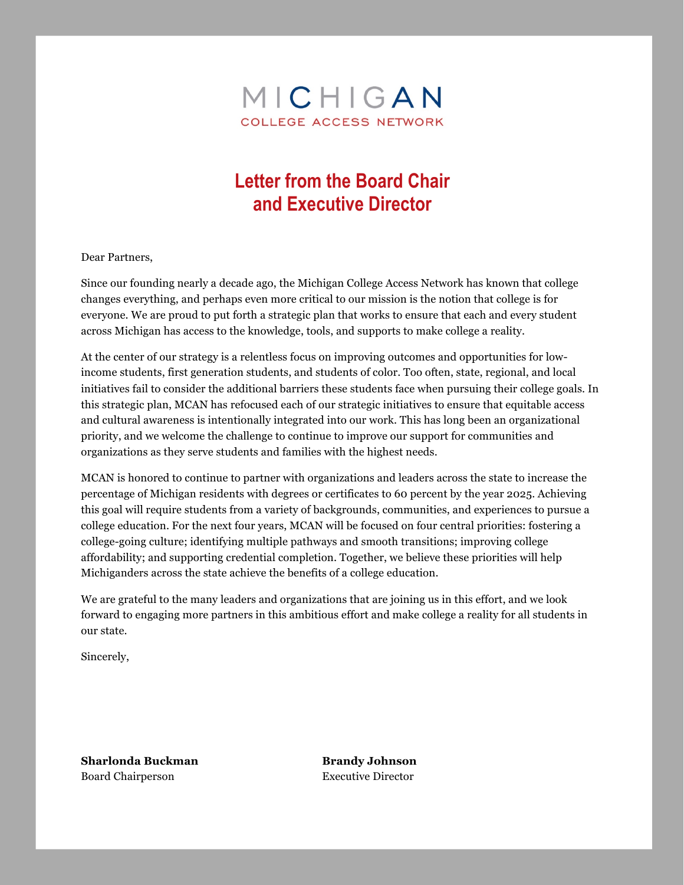MICHIGAN
COLLEGE ACCESS NETWORK

# Letter from the Board Chair and Executive Director

Dear Partners,

Since our founding nearly a decade ago, the Michigan College Access Network has known that college changes everything, and perhaps even more critical to our mission is the notion that college is for everyone. We are proud to put forth a strategic plan that works to ensure that each and every student across Michigan has access to the knowledge, tools, and supports to make college a reality.

At the center of our strategy is a relentless focus on improving outcomes and opportunities for low-income students, first generation students, and students of color. Too often, state, regional, and local initiatives fail to consider the additional barriers these students face when pursuing their college goals. In this strategic plan, MCAN has refocused each of our strategic initiatives to ensure that equitable access and cultural awareness is intentionally integrated into our work. This has long been an organizational priority, and we welcome the challenge to continue to improve our support for communities and organizations as they serve students and families with the highest needs.

MCAN is honored to continue to partner with organizations and leaders across the state to increase the percentage of Michigan residents with degrees or certificates to 60 percent by the year 2025. Achieving this goal will require students from a variety of backgrounds, communities, and experiences to pursue a college education. For the next four years, MCAN will be focused on four central priorities: fostering a college-going culture; identifying multiple pathways and smooth transitions; improving college affordability; and supporting credential completion. Together, we believe these priorities will help Michiganders across the state achieve the benefits of a college education.

We are grateful to the many leaders and organizations that are joining us in this effort, and we look forward to engaging more partners in this ambitious effort and make college a reality for all students in our state.

Sincerely,

**Sharlonda Buckman**
Board Chairperson

**Brandy Johnson**
Executive Director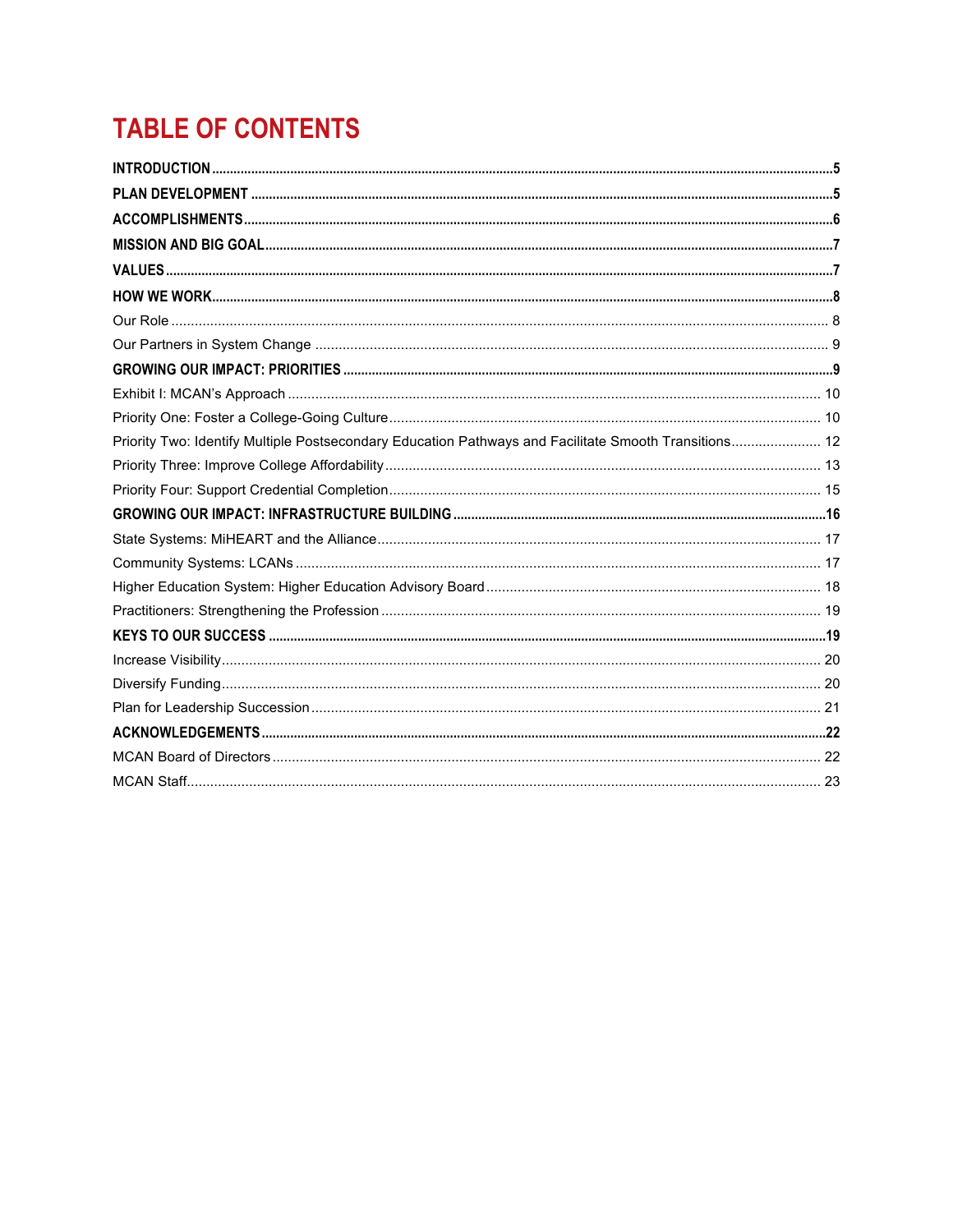# TABLE OF CONTENTS

**INTRODUCTION** ..... 5

**PLAN DEVELOPMENT** ..... 5

**ACCOMPLISHMENTS** ..... 6

**MISSION AND BIG GOAL** ..... 7

**VALUES** ..... 7

**HOW WE WORK** ..... 8

Our Role ..... 8

Our Partners in System Change ..... 9

**GROWING OUR IMPACT: PRIORITIES** ..... 9

Exhibit I: MCAN's Approach ..... 10

Priority One: Foster a College-Going Culture ..... 10

Priority Two: Identify Multiple Postsecondary Education Pathways and Facilitate Smooth Transitions ..... 12

Priority Three: Improve College Affordability ..... 13

Priority Four: Support Credential Completion ..... 15

**GROWING OUR IMPACT: INFRASTRUCTURE BUILDING** ..... 16

State Systems: MiHEART and the Alliance ..... 17

Community Systems: LCANs ..... 17

Higher Education System: Higher Education Advisory Board ..... 18

Practitioners: Strengthening the Profession ..... 19

**KEYS TO OUR SUCCESS** ..... 19

Increase Visibility ..... 20

Diversify Funding ..... 20

Plan for Leadership Succession ..... 21

**ACKNOWLEDGEMENTS** ..... 22

MCAN Board of Directors ..... 22

MCAN Staff ..... 23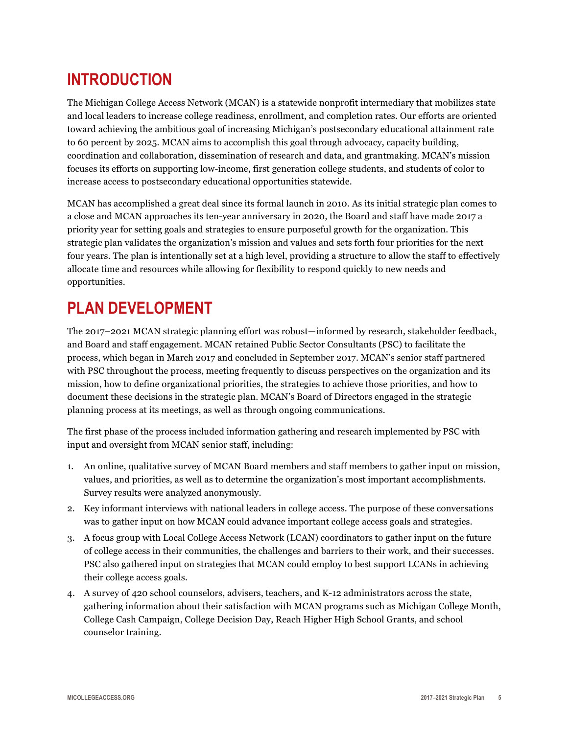## INTRODUCTION

The Michigan College Access Network (MCAN) is a statewide nonprofit intermediary that mobilizes state and local leaders to increase college readiness, enrollment, and completion rates. Our efforts are oriented toward achieving the ambitious goal of increasing Michigan's postsecondary educational attainment rate to 60 percent by 2025. MCAN aims to accomplish this goal through advocacy, capacity building, coordination and collaboration, dissemination of research and data, and grantmaking. MCAN's mission focuses its efforts on supporting low-income, first generation college students, and students of color to increase access to postsecondary educational opportunities statewide.

MCAN has accomplished a great deal since its formal launch in 2010. As its initial strategic plan comes to a close and MCAN approaches its ten-year anniversary in 2020, the Board and staff have made 2017 a priority year for setting goals and strategies to ensure purposeful growth for the organization. This strategic plan validates the organization's mission and values and sets forth four priorities for the next four years. The plan is intentionally set at a high level, providing a structure to allow the staff to effectively allocate time and resources while allowing for flexibility to respond quickly to new needs and opportunities.

## PLAN DEVELOPMENT

The 2017–2021 MCAN strategic planning effort was robust—informed by research, stakeholder feedback, and Board and staff engagement. MCAN retained Public Sector Consultants (PSC) to facilitate the process, which began in March 2017 and concluded in September 2017. MCAN's senior staff partnered with PSC throughout the process, meeting frequently to discuss perspectives on the organization and its mission, how to define organizational priorities, the strategies to achieve those priorities, and how to document these decisions in the strategic plan. MCAN's Board of Directors engaged in the strategic planning process at its meetings, as well as through ongoing communications.

The first phase of the process included information gathering and research implemented by PSC with input and oversight from MCAN senior staff, including:

1. An online, qualitative survey of MCAN Board members and staff members to gather input on mission, values, and priorities, as well as to determine the organization's most important accomplishments. Survey results were analyzed anonymously.
2. Key informant interviews with national leaders in college access. The purpose of these conversations was to gather input on how MCAN could advance important college access goals and strategies.
3. A focus group with Local College Access Network (LCAN) coordinators to gather input on the future of college access in their communities, the challenges and barriers to their work, and their successes. PSC also gathered input on strategies that MCAN could employ to best support LCANs in achieving their college access goals.
4. A survey of 420 school counselors, advisers, teachers, and K-12 administrators across the state, gathering information about their satisfaction with MCAN programs such as Michigan College Month, College Cash Campaign, College Decision Day, Reach Higher High School Grants, and school counselor training.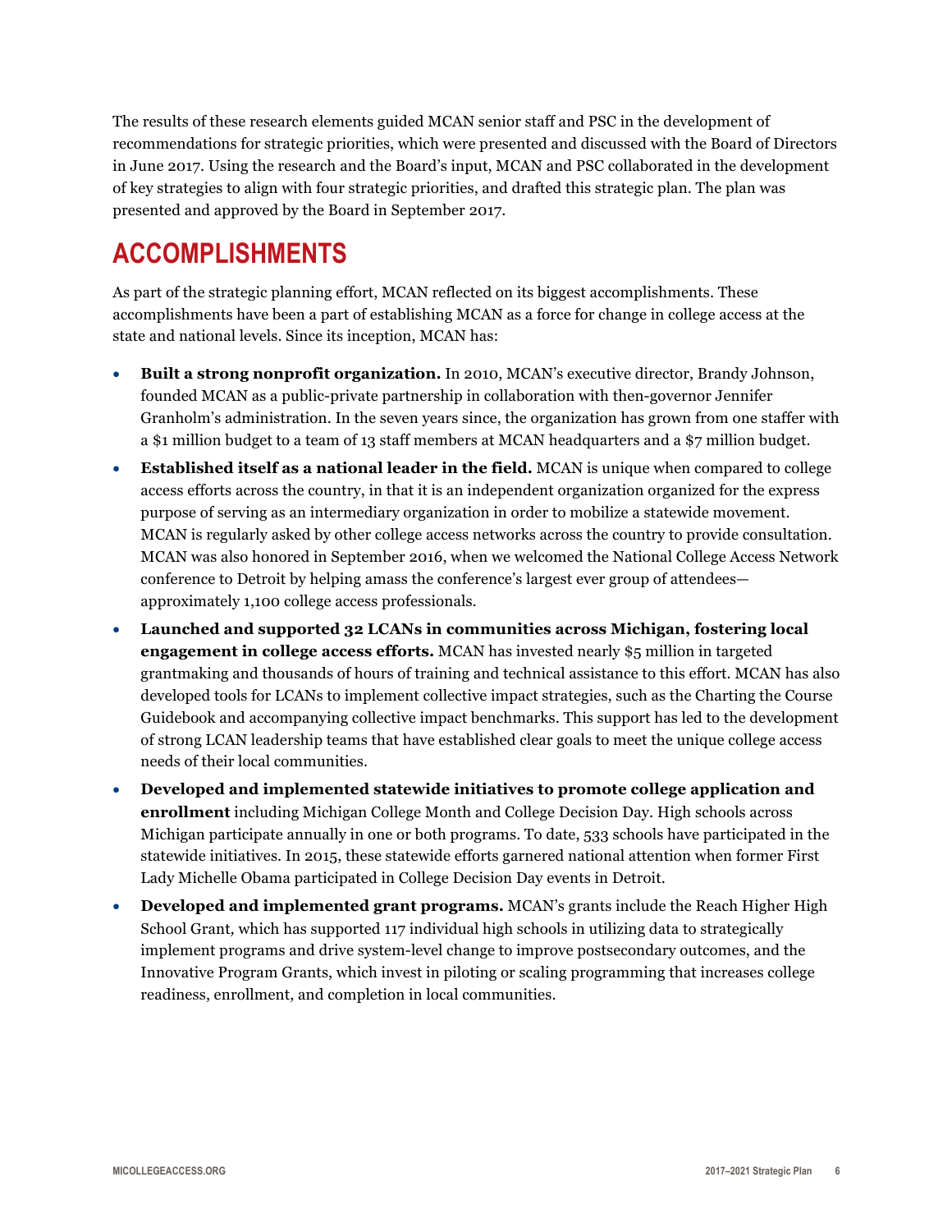The results of these research elements guided MCAN senior staff and PSC in the development of recommendations for strategic priorities, which were presented and discussed with the Board of Directors in June 2017. Using the research and the Board's input, MCAN and PSC collaborated in the development of key strategies to align with four strategic priorities, and drafted this strategic plan. The plan was presented and approved by the Board in September 2017.

## ACCOMPLISHMENTS

As part of the strategic planning effort, MCAN reflected on its biggest accomplishments. These accomplishments have been a part of establishing MCAN as a force for change in college access at the state and national levels. Since its inception, MCAN has:

- **Built a strong nonprofit organization.** In 2010, MCAN's executive director, Brandy Johnson, founded MCAN as a public-private partnership in collaboration with then-governor Jennifer Granholm's administration. In the seven years since, the organization has grown from one staffer with a $1 million budget to a team of 13 staff members at MCAN headquarters and a $7 million budget.
- **Established itself as a national leader in the field.** MCAN is unique when compared to college access efforts across the country, in that it is an independent organization organized for the express purpose of serving as an intermediary organization in order to mobilize a statewide movement. MCAN is regularly asked by other college access networks across the country to provide consultation. MCAN was also honored in September 2016, when we welcomed the National College Access Network conference to Detroit by helping amass the conference's largest ever group of attendees—approximately 1,100 college access professionals.
- **Launched and supported 32 LCANs in communities across Michigan, fostering local engagement in college access efforts.** MCAN has invested nearly $5 million in targeted grantmaking and thousands of hours of training and technical assistance to this effort. MCAN has also developed tools for LCANs to implement collective impact strategies, such as the Charting the Course Guidebook and accompanying collective impact benchmarks. This support has led to the development of strong LCAN leadership teams that have established clear goals to meet the unique college access needs of their local communities.
- **Developed and implemented statewide initiatives to promote college application and enrollment** including Michigan College Month and College Decision Day. High schools across Michigan participate annually in one or both programs. To date, 533 schools have participated in the statewide initiatives. In 2015, these statewide efforts garnered national attention when former First Lady Michelle Obama participated in College Decision Day events in Detroit.
- **Developed and implemented grant programs.** MCAN's grants include the Reach Higher High School Grant, which has supported 117 individual high schools in utilizing data to strategically implement programs and drive system-level change to improve postsecondary outcomes, and the Innovative Program Grants, which invest in piloting or scaling programming that increases college readiness, enrollment, and completion in local communities.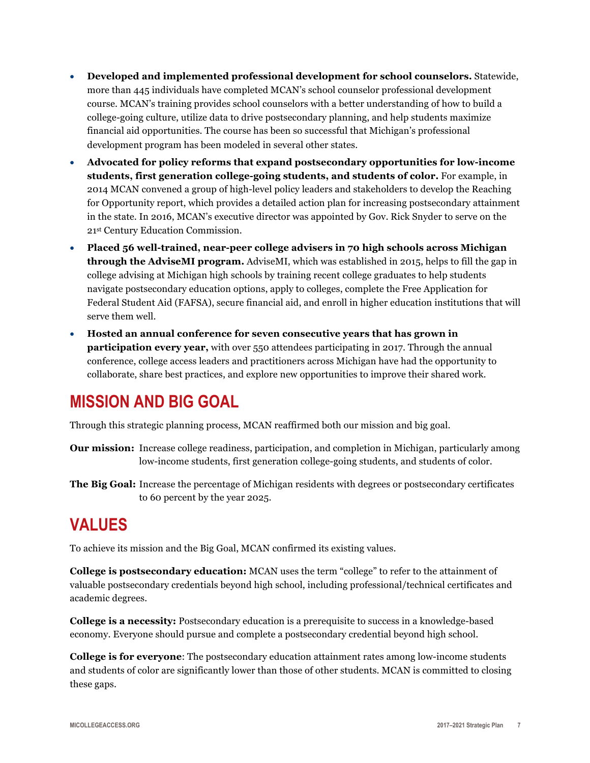- **Developed and implemented professional development for school counselors.** Statewide, more than 445 individuals have completed MCAN's school counselor professional development course. MCAN's training provides school counselors with a better understanding of how to build a college-going culture, utilize data to drive postsecondary planning, and help students maximize financial aid opportunities. The course has been so successful that Michigan's professional development program has been modeled in several other states.
- **Advocated for policy reforms that expand postsecondary opportunities for low-income students, first generation college-going students, and students of color.** For example, in 2014 MCAN convened a group of high-level policy leaders and stakeholders to develop the Reaching for Opportunity report, which provides a detailed action plan for increasing postsecondary attainment in the state. In 2016, MCAN's executive director was appointed by Gov. Rick Snyder to serve on the 21st Century Education Commission.
- **Placed 56 well-trained, near-peer college advisers in 70 high schools across Michigan through the AdviseMI program.** AdviseMI, which was established in 2015, helps to fill the gap in college advising at Michigan high schools by training recent college graduates to help students navigate postsecondary education options, apply to colleges, complete the Free Application for Federal Student Aid (FAFSA), secure financial aid, and enroll in higher education institutions that will serve them well.
- **Hosted an annual conference for seven consecutive years that has grown in participation every year,** with over 550 attendees participating in 2017. Through the annual conference, college access leaders and practitioners across Michigan have had the opportunity to collaborate, share best practices, and explore new opportunities to improve their shared work.

## MISSION AND BIG GOAL

Through this strategic planning process, MCAN reaffirmed both our mission and big goal.

**Our mission:** Increase college readiness, participation, and completion in Michigan, particularly among low-income students, first generation college-going students, and students of color.

**The Big Goal:** Increase the percentage of Michigan residents with degrees or postsecondary certificates to 60 percent by the year 2025.

## VALUES

To achieve its mission and the Big Goal, MCAN confirmed its existing values.

**College is postsecondary education:** MCAN uses the term "college" to refer to the attainment of valuable postsecondary credentials beyond high school, including professional/technical certificates and academic degrees.

**College is a necessity:** Postsecondary education is a prerequisite to success in a knowledge-based economy. Everyone should pursue and complete a postsecondary credential beyond high school.

**College is for everyone**: The postsecondary education attainment rates among low-income students and students of color are significantly lower than those of other students. MCAN is committed to closing these gaps.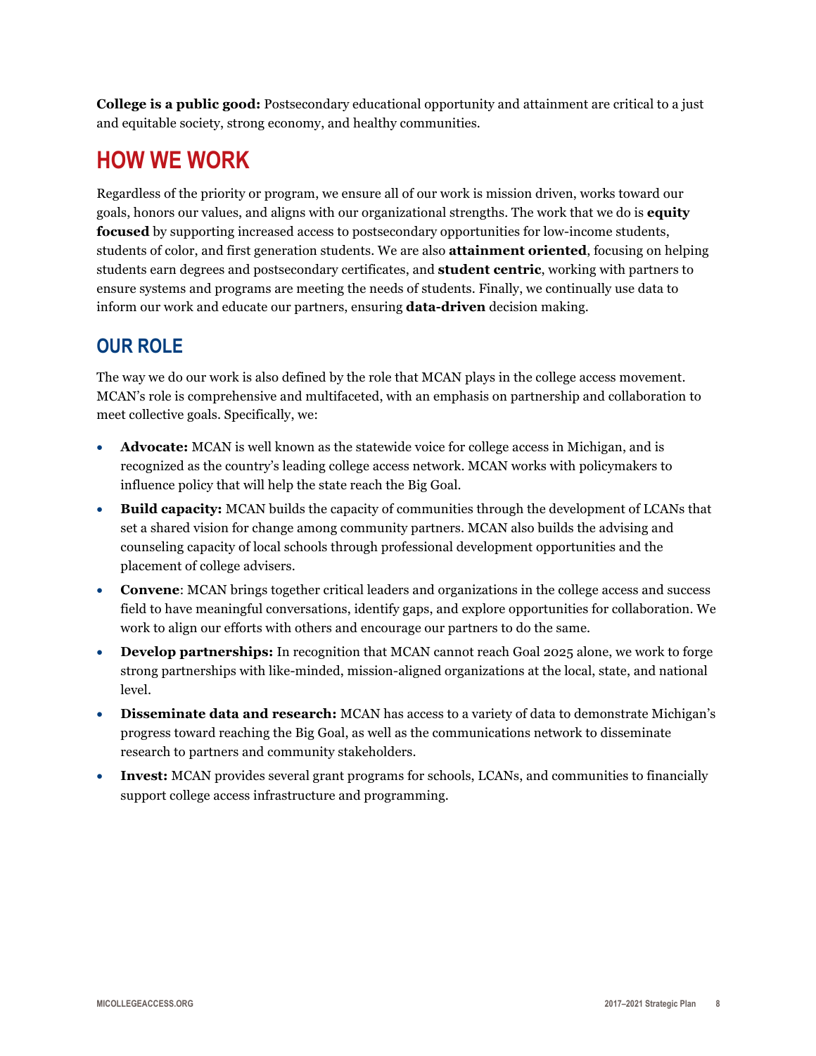**College is a public good:** Postsecondary educational opportunity and attainment are critical to a just and equitable society, strong economy, and healthy communities.

# HOW WE WORK

Regardless of the priority or program, we ensure all of our work is mission driven, works toward our goals, honors our values, and aligns with our organizational strengths. The work that we do is **equity focused** by supporting increased access to postsecondary opportunities for low-income students, students of color, and first generation students. We are also **attainment oriented**, focusing on helping students earn degrees and postsecondary certificates, and **student centric**, working with partners to ensure systems and programs are meeting the needs of students. Finally, we continually use data to inform our work and educate our partners, ensuring **data-driven** decision making.

## OUR ROLE

The way we do our work is also defined by the role that MCAN plays in the college access movement. MCAN's role is comprehensive and multifaceted, with an emphasis on partnership and collaboration to meet collective goals. Specifically, we:

- **Advocate:** MCAN is well known as the statewide voice for college access in Michigan, and is recognized as the country's leading college access network. MCAN works with policymakers to influence policy that will help the state reach the Big Goal.
- **Build capacity:** MCAN builds the capacity of communities through the development of LCANs that set a shared vision for change among community partners. MCAN also builds the advising and counseling capacity of local schools through professional development opportunities and the placement of college advisers.
- **Convene**: MCAN brings together critical leaders and organizations in the college access and success field to have meaningful conversations, identify gaps, and explore opportunities for collaboration. We work to align our efforts with others and encourage our partners to do the same.
- **Develop partnerships:** In recognition that MCAN cannot reach Goal 2025 alone, we work to forge strong partnerships with like-minded, mission-aligned organizations at the local, state, and national level.
- **Disseminate data and research:** MCAN has access to a variety of data to demonstrate Michigan's progress toward reaching the Big Goal, as well as the communications network to disseminate research to partners and community stakeholders.
- **Invest:** MCAN provides several grant programs for schools, LCANs, and communities to financially support college access infrastructure and programming.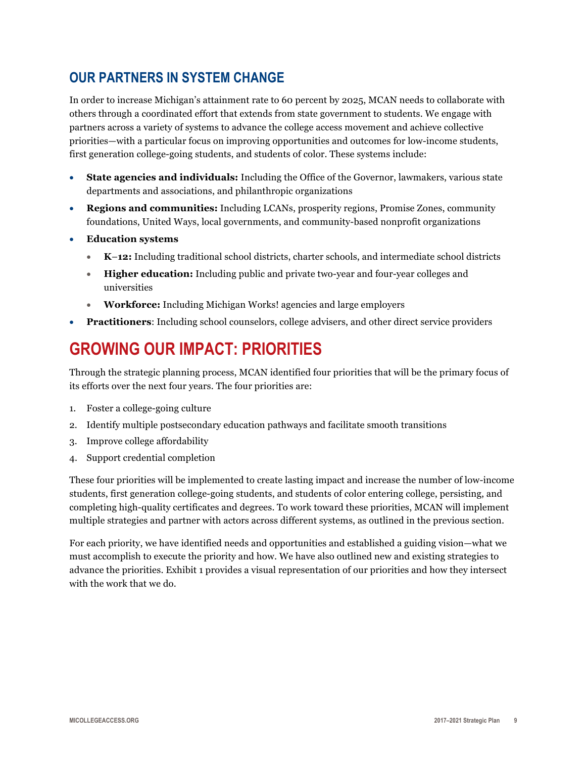## OUR PARTNERS IN SYSTEM CHANGE

In order to increase Michigan's attainment rate to 60 percent by 2025, MCAN needs to collaborate with others through a coordinated effort that extends from state government to students. We engage with partners across a variety of systems to advance the college access movement and achieve collective priorities—with a particular focus on improving opportunities and outcomes for low-income students, first generation college-going students, and students of color. These systems include:

- **State agencies and individuals:** Including the Office of the Governor, lawmakers, various state departments and associations, and philanthropic organizations
- **Regions and communities:** Including LCANs, prosperity regions, Promise Zones, community foundations, United Ways, local governments, and community-based nonprofit organizations
- **Education systems**
  - **K–12:** Including traditional school districts, charter schools, and intermediate school districts
  - **Higher education:** Including public and private two-year and four-year colleges and universities
  - **Workforce:** Including Michigan Works! agencies and large employers
- **Practitioners**: Including school counselors, college advisers, and other direct service providers

# GROWING OUR IMPACT: PRIORITIES

Through the strategic planning process, MCAN identified four priorities that will be the primary focus of its efforts over the next four years. The four priorities are:

1. Foster a college-going culture
2. Identify multiple postsecondary education pathways and facilitate smooth transitions
3. Improve college affordability
4. Support credential completion

These four priorities will be implemented to create lasting impact and increase the number of low-income students, first generation college-going students, and students of color entering college, persisting, and completing high-quality certificates and degrees. To work toward these priorities, MCAN will implement multiple strategies and partner with actors across different systems, as outlined in the previous section.

For each priority, we have identified needs and opportunities and established a guiding vision—what we must accomplish to execute the priority and how. We have also outlined new and existing strategies to advance the priorities. Exhibit 1 provides a visual representation of our priorities and how they intersect with the work that we do.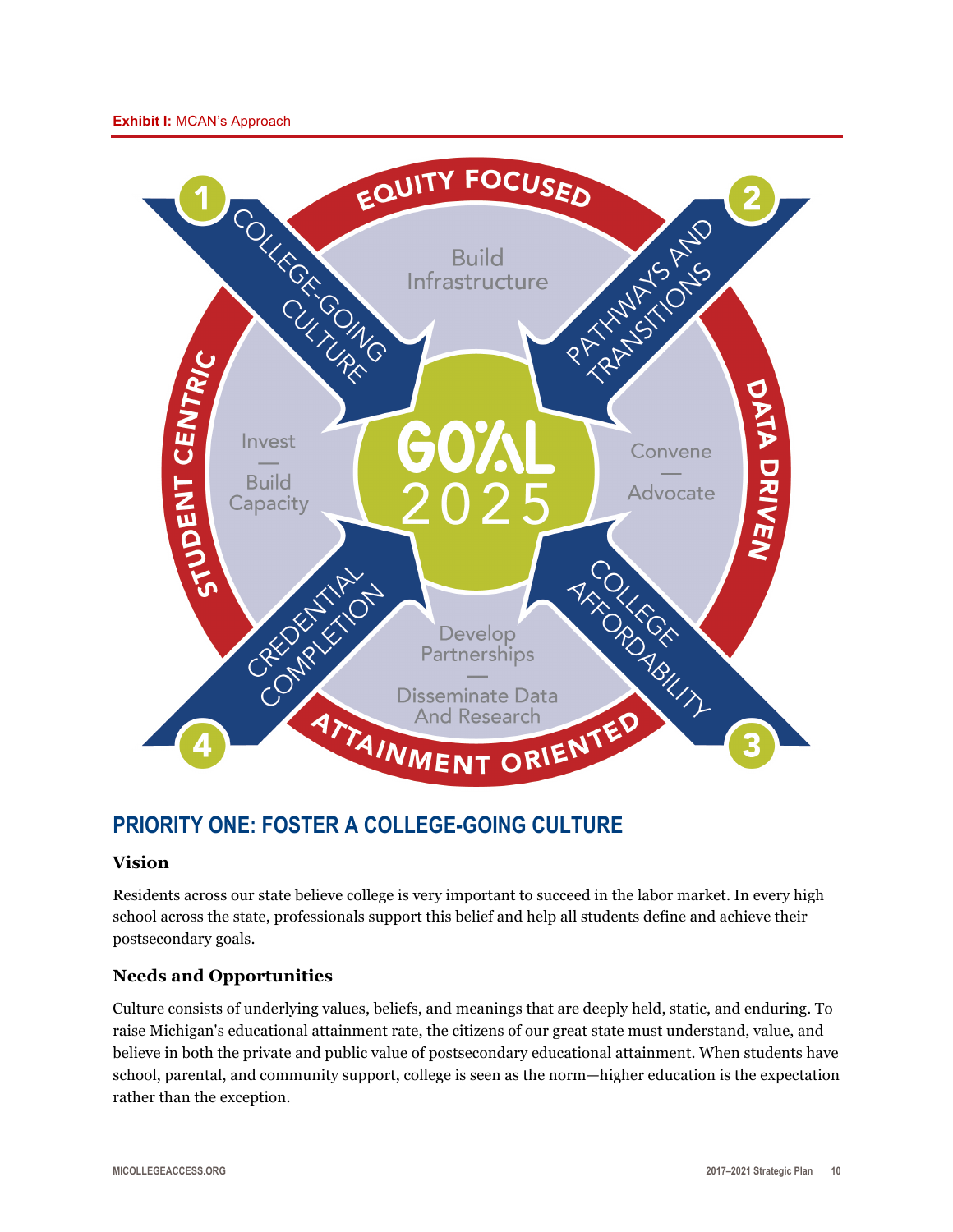**Exhibit I:** MCAN's Approach

EQUITY FOCUSED

DATA DRIVEN

ATTAINMENT ORIENTED

STUDENT CENTRIC

1 COLLEGE-GOING CULTURE

2 PATHWAYS AND TRANSITIONS

3 COLLEGE AFFORDABILITY

4 CREDENTIAL COMPLETION

Build Infrastructure

Convene — Advocate

Develop Partnerships — Disseminate Data And Research

Invest — Build Capacity

GOAL 2025

## PRIORITY ONE: FOSTER A COLLEGE-GOING CULTURE

### Vision

Residents across our state believe college is very important to succeed in the labor market. In every high school across the state, professionals support this belief and help all students define and achieve their postsecondary goals.

### Needs and Opportunities

Culture consists of underlying values, beliefs, and meanings that are deeply held, static, and enduring. To raise Michigan's educational attainment rate, the citizens of our great state must understand, value, and believe in both the private and public value of postsecondary educational attainment. When students have school, parental, and community support, college is seen as the norm—higher education is the expectation rather than the exception.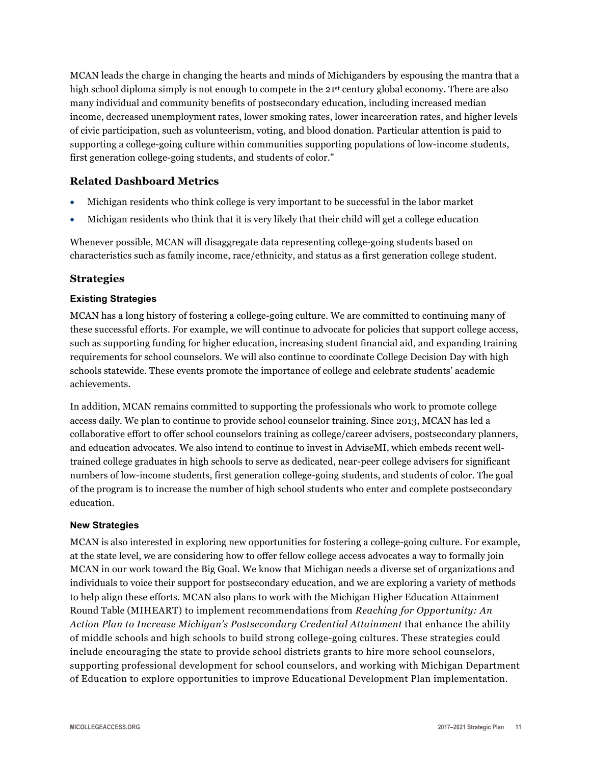MCAN leads the charge in changing the hearts and minds of Michiganders by espousing the mantra that a high school diploma simply is not enough to compete in the 21st century global economy. There are also many individual and community benefits of postsecondary education, including increased median income, decreased unemployment rates, lower smoking rates, lower incarceration rates, and higher levels of civic participation, such as volunteerism, voting, and blood donation. Particular attention is paid to supporting a college-going culture within communities supporting populations of low-income students, first generation college-going students, and students of color."

## Related Dashboard Metrics

- Michigan residents who think college is very important to be successful in the labor market
- Michigan residents who think that it is very likely that their child will get a college education

Whenever possible, MCAN will disaggregate data representing college-going students based on characteristics such as family income, race/ethnicity, and status as a first generation college student.

## Strategies

### Existing Strategies

MCAN has a long history of fostering a college-going culture. We are committed to continuing many of these successful efforts. For example, we will continue to advocate for policies that support college access, such as supporting funding for higher education, increasing student financial aid, and expanding training requirements for school counselors. We will also continue to coordinate College Decision Day with high schools statewide. These events promote the importance of college and celebrate students' academic achievements.

In addition, MCAN remains committed to supporting the professionals who work to promote college access daily. We plan to continue to provide school counselor training. Since 2013, MCAN has led a collaborative effort to offer school counselors training as college/career advisers, postsecondary planners, and education advocates. We also intend to continue to invest in AdviseMI, which embeds recent well-trained college graduates in high schools to serve as dedicated, near-peer college advisers for significant numbers of low-income students, first generation college-going students, and students of color. The goal of the program is to increase the number of high school students who enter and complete postsecondary education.

### New Strategies

MCAN is also interested in exploring new opportunities for fostering a college-going culture. For example, at the state level, we are considering how to offer fellow college access advocates a way to formally join MCAN in our work toward the Big Goal. We know that Michigan needs a diverse set of organizations and individuals to voice their support for postsecondary education, and we are exploring a variety of methods to help align these efforts. MCAN also plans to work with the Michigan Higher Education Attainment Round Table (MIHEART) to implement recommendations from *Reaching for Opportunity: An Action Plan to Increase Michigan's Postsecondary Credential Attainment* that enhance the ability of middle schools and high schools to build strong college-going cultures. These strategies could include encouraging the state to provide school districts grants to hire more school counselors, supporting professional development for school counselors, and working with Michigan Department of Education to explore opportunities to improve Educational Development Plan implementation.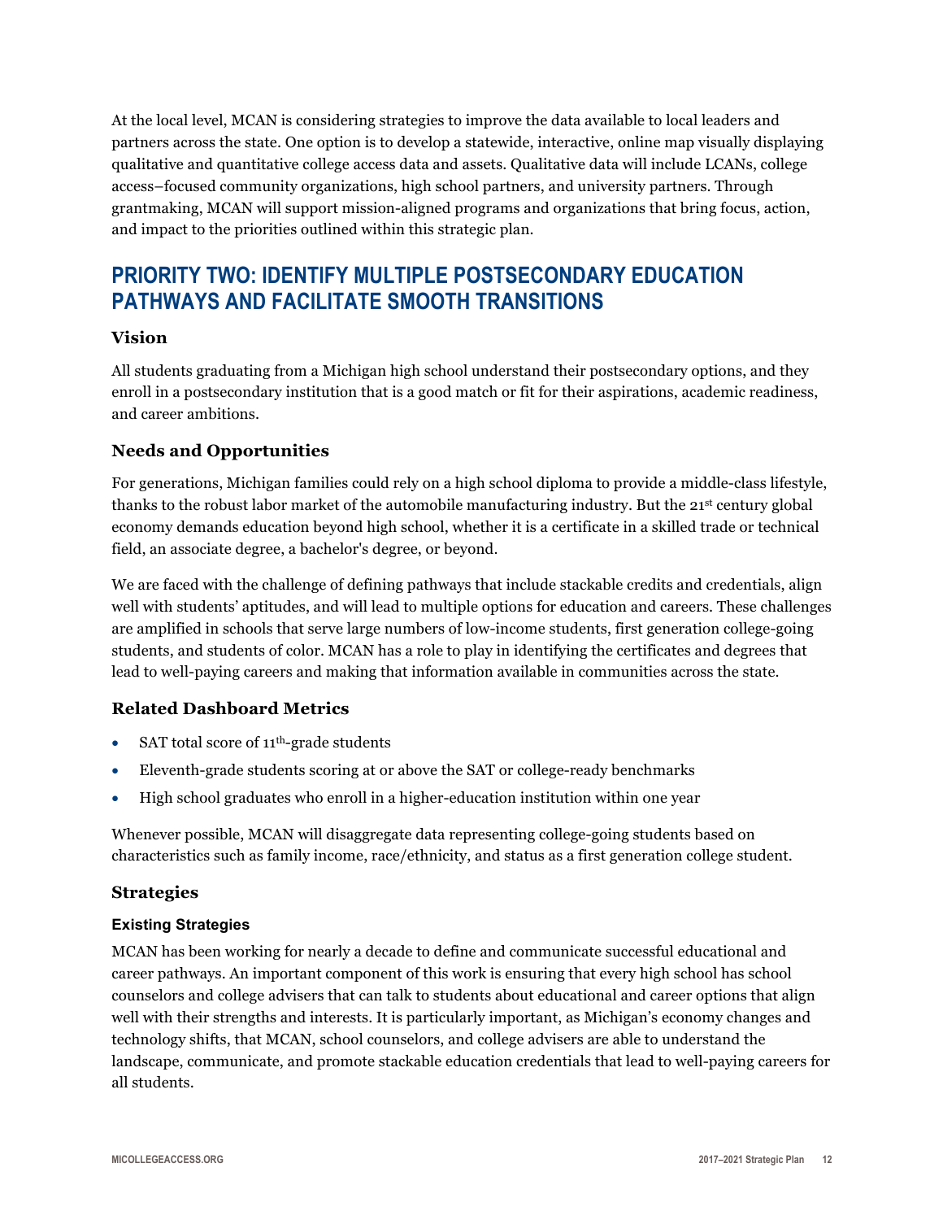At the local level, MCAN is considering strategies to improve the data available to local leaders and partners across the state. One option is to develop a statewide, interactive, online map visually displaying qualitative and quantitative college access data and assets. Qualitative data will include LCANs, college access–focused community organizations, high school partners, and university partners. Through grantmaking, MCAN will support mission-aligned programs and organizations that bring focus, action, and impact to the priorities outlined within this strategic plan.

## PRIORITY TWO: IDENTIFY MULTIPLE POSTSECONDARY EDUCATION PATHWAYS AND FACILITATE SMOOTH TRANSITIONS

### Vision

All students graduating from a Michigan high school understand their postsecondary options, and they enroll in a postsecondary institution that is a good match or fit for their aspirations, academic readiness, and career ambitions.

### Needs and Opportunities

For generations, Michigan families could rely on a high school diploma to provide a middle-class lifestyle, thanks to the robust labor market of the automobile manufacturing industry. But the 21st century global economy demands education beyond high school, whether it is a certificate in a skilled trade or technical field, an associate degree, a bachelor's degree, or beyond.

We are faced with the challenge of defining pathways that include stackable credits and credentials, align well with students' aptitudes, and will lead to multiple options for education and careers. These challenges are amplified in schools that serve large numbers of low-income students, first generation college-going students, and students of color. MCAN has a role to play in identifying the certificates and degrees that lead to well-paying careers and making that information available in communities across the state.

### Related Dashboard Metrics

- SAT total score of 11th-grade students
- Eleventh-grade students scoring at or above the SAT or college-ready benchmarks
- High school graduates who enroll in a higher-education institution within one year

Whenever possible, MCAN will disaggregate data representing college-going students based on characteristics such as family income, race/ethnicity, and status as a first generation college student.

### Strategies

#### Existing Strategies

MCAN has been working for nearly a decade to define and communicate successful educational and career pathways. An important component of this work is ensuring that every high school has school counselors and college advisers that can talk to students about educational and career options that align well with their strengths and interests. It is particularly important, as Michigan's economy changes and technology shifts, that MCAN, school counselors, and college advisers are able to understand the landscape, communicate, and promote stackable education credentials that lead to well-paying careers for all students.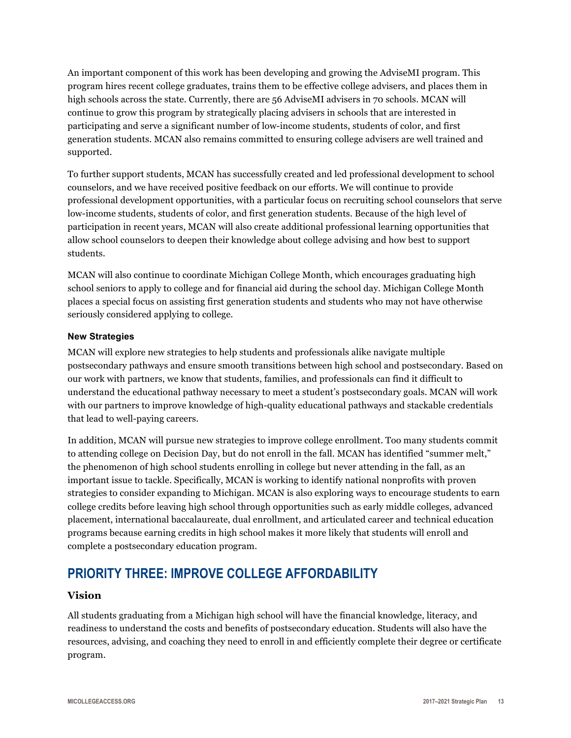An important component of this work has been developing and growing the AdviseMI program. This program hires recent college graduates, trains them to be effective college advisers, and places them in high schools across the state. Currently, there are 56 AdviseMI advisers in 70 schools. MCAN will continue to grow this program by strategically placing advisers in schools that are interested in participating and serve a significant number of low-income students, students of color, and first generation students. MCAN also remains committed to ensuring college advisers are well trained and supported.

To further support students, MCAN has successfully created and led professional development to school counselors, and we have received positive feedback on our efforts. We will continue to provide professional development opportunities, with a particular focus on recruiting school counselors that serve low-income students, students of color, and first generation students. Because of the high level of participation in recent years, MCAN will also create additional professional learning opportunities that allow school counselors to deepen their knowledge about college advising and how best to support students.

MCAN will also continue to coordinate Michigan College Month, which encourages graduating high school seniors to apply to college and for financial aid during the school day. Michigan College Month places a special focus on assisting first generation students and students who may not have otherwise seriously considered applying to college.

#### New Strategies

MCAN will explore new strategies to help students and professionals alike navigate multiple postsecondary pathways and ensure smooth transitions between high school and postsecondary. Based on our work with partners, we know that students, families, and professionals can find it difficult to understand the educational pathway necessary to meet a student's postsecondary goals. MCAN will work with our partners to improve knowledge of high-quality educational pathways and stackable credentials that lead to well-paying careers.

In addition, MCAN will pursue new strategies to improve college enrollment. Too many students commit to attending college on Decision Day, but do not enroll in the fall. MCAN has identified "summer melt," the phenomenon of high school students enrolling in college but never attending in the fall, as an important issue to tackle. Specifically, MCAN is working to identify national nonprofits with proven strategies to consider expanding to Michigan. MCAN is also exploring ways to encourage students to earn college credits before leaving high school through opportunities such as early middle colleges, advanced placement, international baccalaureate, dual enrollment, and articulated career and technical education programs because earning credits in high school makes it more likely that students will enroll and complete a postsecondary education program.

## PRIORITY THREE: IMPROVE COLLEGE AFFORDABILITY

### Vision

All students graduating from a Michigan high school will have the financial knowledge, literacy, and readiness to understand the costs and benefits of postsecondary education. Students will also have the resources, advising, and coaching they need to enroll in and efficiently complete their degree or certificate program.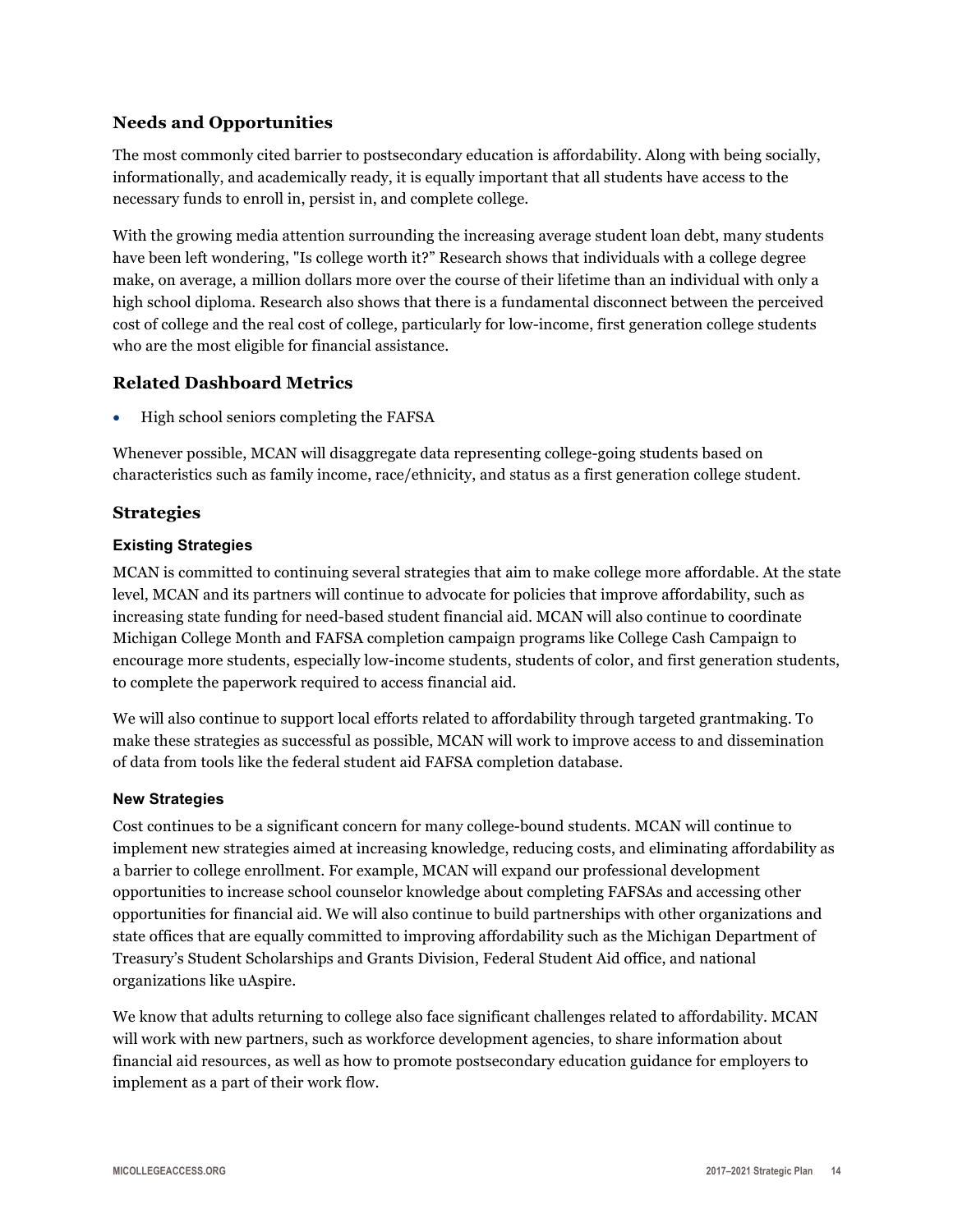## Needs and Opportunities

The most commonly cited barrier to postsecondary education is affordability. Along with being socially, informationally, and academically ready, it is equally important that all students have access to the necessary funds to enroll in, persist in, and complete college.

With the growing media attention surrounding the increasing average student loan debt, many students have been left wondering, "Is college worth it?" Research shows that individuals with a college degree make, on average, a million dollars more over the course of their lifetime than an individual with only a high school diploma. Research also shows that there is a fundamental disconnect between the perceived cost of college and the real cost of college, particularly for low-income, first generation college students who are the most eligible for financial assistance.

## Related Dashboard Metrics

- High school seniors completing the FAFSA

Whenever possible, MCAN will disaggregate data representing college-going students based on characteristics such as family income, race/ethnicity, and status as a first generation college student.

## Strategies

### Existing Strategies

MCAN is committed to continuing several strategies that aim to make college more affordable. At the state level, MCAN and its partners will continue to advocate for policies that improve affordability, such as increasing state funding for need-based student financial aid. MCAN will also continue to coordinate Michigan College Month and FAFSA completion campaign programs like College Cash Campaign to encourage more students, especially low-income students, students of color, and first generation students, to complete the paperwork required to access financial aid.

We will also continue to support local efforts related to affordability through targeted grantmaking. To make these strategies as successful as possible, MCAN will work to improve access to and dissemination of data from tools like the federal student aid FAFSA completion database.

### New Strategies

Cost continues to be a significant concern for many college-bound students. MCAN will continue to implement new strategies aimed at increasing knowledge, reducing costs, and eliminating affordability as a barrier to college enrollment. For example, MCAN will expand our professional development opportunities to increase school counselor knowledge about completing FAFSAs and accessing other opportunities for financial aid. We will also continue to build partnerships with other organizations and state offices that are equally committed to improving affordability such as the Michigan Department of Treasury's Student Scholarships and Grants Division, Federal Student Aid office, and national organizations like uAspire.

We know that adults returning to college also face significant challenges related to affordability. MCAN will work with new partners, such as workforce development agencies, to share information about financial aid resources, as well as how to promote postsecondary education guidance for employers to implement as a part of their work flow.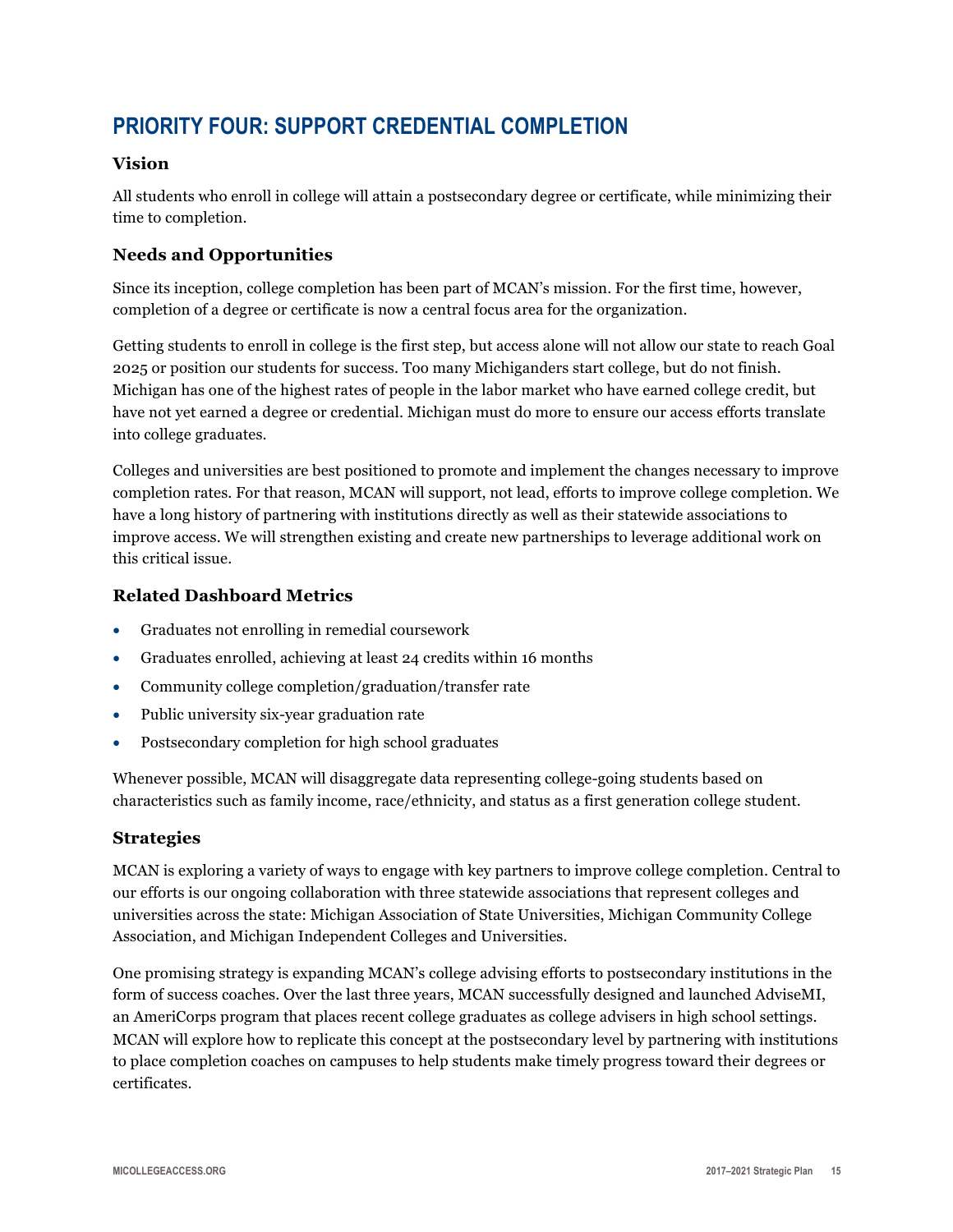## PRIORITY FOUR: SUPPORT CREDENTIAL COMPLETION

### Vision

All students who enroll in college will attain a postsecondary degree or certificate, while minimizing their time to completion.

### Needs and Opportunities

Since its inception, college completion has been part of MCAN's mission. For the first time, however, completion of a degree or certificate is now a central focus area for the organization.

Getting students to enroll in college is the first step, but access alone will not allow our state to reach Goal 2025 or position our students for success. Too many Michiganders start college, but do not finish. Michigan has one of the highest rates of people in the labor market who have earned college credit, but have not yet earned a degree or credential. Michigan must do more to ensure our access efforts translate into college graduates.

Colleges and universities are best positioned to promote and implement the changes necessary to improve completion rates. For that reason, MCAN will support, not lead, efforts to improve college completion. We have a long history of partnering with institutions directly as well as their statewide associations to improve access. We will strengthen existing and create new partnerships to leverage additional work on this critical issue.

### Related Dashboard Metrics

- Graduates not enrolling in remedial coursework
- Graduates enrolled, achieving at least 24 credits within 16 months
- Community college completion/graduation/transfer rate
- Public university six-year graduation rate
- Postsecondary completion for high school graduates

Whenever possible, MCAN will disaggregate data representing college-going students based on characteristics such as family income, race/ethnicity, and status as a first generation college student.

### Strategies

MCAN is exploring a variety of ways to engage with key partners to improve college completion. Central to our efforts is our ongoing collaboration with three statewide associations that represent colleges and universities across the state: Michigan Association of State Universities, Michigan Community College Association, and Michigan Independent Colleges and Universities.

One promising strategy is expanding MCAN's college advising efforts to postsecondary institutions in the form of success coaches. Over the last three years, MCAN successfully designed and launched AdviseMI, an AmeriCorps program that places recent college graduates as college advisers in high school settings. MCAN will explore how to replicate this concept at the postsecondary level by partnering with institutions to place completion coaches on campuses to help students make timely progress toward their degrees or certificates.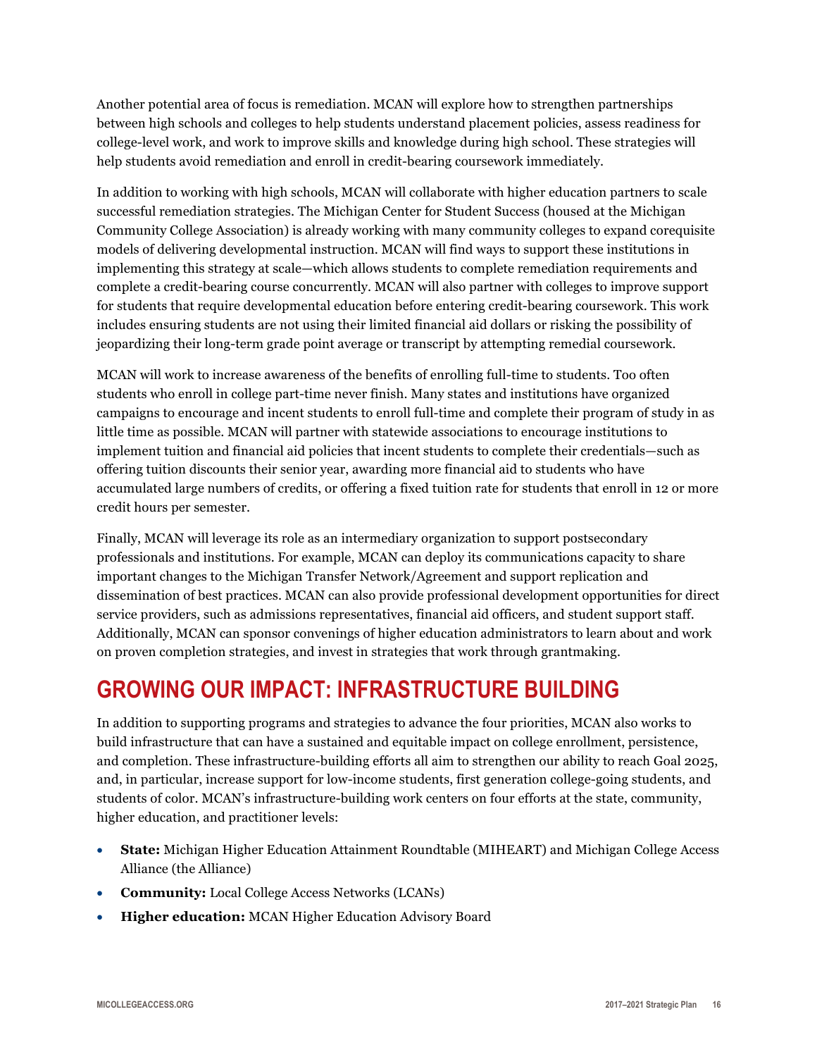Another potential area of focus is remediation. MCAN will explore how to strengthen partnerships between high schools and colleges to help students understand placement policies, assess readiness for college-level work, and work to improve skills and knowledge during high school. These strategies will help students avoid remediation and enroll in credit-bearing coursework immediately.

In addition to working with high schools, MCAN will collaborate with higher education partners to scale successful remediation strategies. The Michigan Center for Student Success (housed at the Michigan Community College Association) is already working with many community colleges to expand corequisite models of delivering developmental instruction. MCAN will find ways to support these institutions in implementing this strategy at scale—which allows students to complete remediation requirements and complete a credit-bearing course concurrently. MCAN will also partner with colleges to improve support for students that require developmental education before entering credit-bearing coursework. This work includes ensuring students are not using their limited financial aid dollars or risking the possibility of jeopardizing their long-term grade point average or transcript by attempting remedial coursework.

MCAN will work to increase awareness of the benefits of enrolling full-time to students. Too often students who enroll in college part-time never finish. Many states and institutions have organized campaigns to encourage and incent students to enroll full-time and complete their program of study in as little time as possible. MCAN will partner with statewide associations to encourage institutions to implement tuition and financial aid policies that incent students to complete their credentials—such as offering tuition discounts their senior year, awarding more financial aid to students who have accumulated large numbers of credits, or offering a fixed tuition rate for students that enroll in 12 or more credit hours per semester.

Finally, MCAN will leverage its role as an intermediary organization to support postsecondary professionals and institutions. For example, MCAN can deploy its communications capacity to share important changes to the Michigan Transfer Network/Agreement and support replication and dissemination of best practices. MCAN can also provide professional development opportunities for direct service providers, such as admissions representatives, financial aid officers, and student support staff. Additionally, MCAN can sponsor convenings of higher education administrators to learn about and work on proven completion strategies, and invest in strategies that work through grantmaking.

## GROWING OUR IMPACT: INFRASTRUCTURE BUILDING

In addition to supporting programs and strategies to advance the four priorities, MCAN also works to build infrastructure that can have a sustained and equitable impact on college enrollment, persistence, and completion. These infrastructure-building efforts all aim to strengthen our ability to reach Goal 2025, and, in particular, increase support for low-income students, first generation college-going students, and students of color. MCAN's infrastructure-building work centers on four efforts at the state, community, higher education, and practitioner levels:

- **State:** Michigan Higher Education Attainment Roundtable (MIHEART) and Michigan College Access Alliance (the Alliance)
- **Community:** Local College Access Networks (LCANs)
- **Higher education:** MCAN Higher Education Advisory Board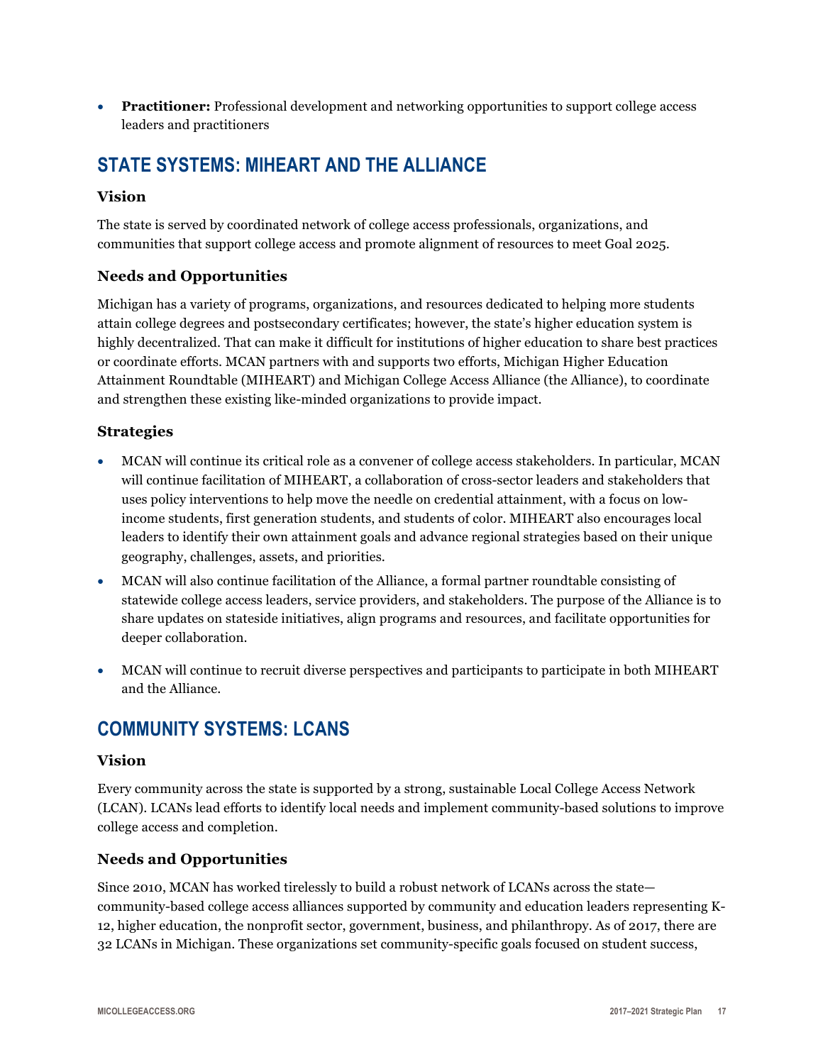- **Practitioner:** Professional development and networking opportunities to support college access leaders and practitioners

## STATE SYSTEMS: MIHEART AND THE ALLIANCE

### Vision

The state is served by coordinated network of college access professionals, organizations, and communities that support college access and promote alignment of resources to meet Goal 2025.

### Needs and Opportunities

Michigan has a variety of programs, organizations, and resources dedicated to helping more students attain college degrees and postsecondary certificates; however, the state's higher education system is highly decentralized. That can make it difficult for institutions of higher education to share best practices or coordinate efforts. MCAN partners with and supports two efforts, Michigan Higher Education Attainment Roundtable (MIHEART) and Michigan College Access Alliance (the Alliance), to coordinate and strengthen these existing like-minded organizations to provide impact.

### Strategies

- MCAN will continue its critical role as a convener of college access stakeholders. In particular, MCAN will continue facilitation of MIHEART, a collaboration of cross-sector leaders and stakeholders that uses policy interventions to help move the needle on credential attainment, with a focus on low-income students, first generation students, and students of color. MIHEART also encourages local leaders to identify their own attainment goals and advance regional strategies based on their unique geography, challenges, assets, and priorities.
- MCAN will also continue facilitation of the Alliance, a formal partner roundtable consisting of statewide college access leaders, service providers, and stakeholders. The purpose of the Alliance is to share updates on stateside initiatives, align programs and resources, and facilitate opportunities for deeper collaboration.
- MCAN will continue to recruit diverse perspectives and participants to participate in both MIHEART and the Alliance.

## COMMUNITY SYSTEMS: LCANS

### Vision

Every community across the state is supported by a strong, sustainable Local College Access Network (LCAN). LCANs lead efforts to identify local needs and implement community-based solutions to improve college access and completion.

### Needs and Opportunities

Since 2010, MCAN has worked tirelessly to build a robust network of LCANs across the state—community-based college access alliances supported by community and education leaders representing K-12, higher education, the nonprofit sector, government, business, and philanthropy. As of 2017, there are 32 LCANs in Michigan. These organizations set community-specific goals focused on student success,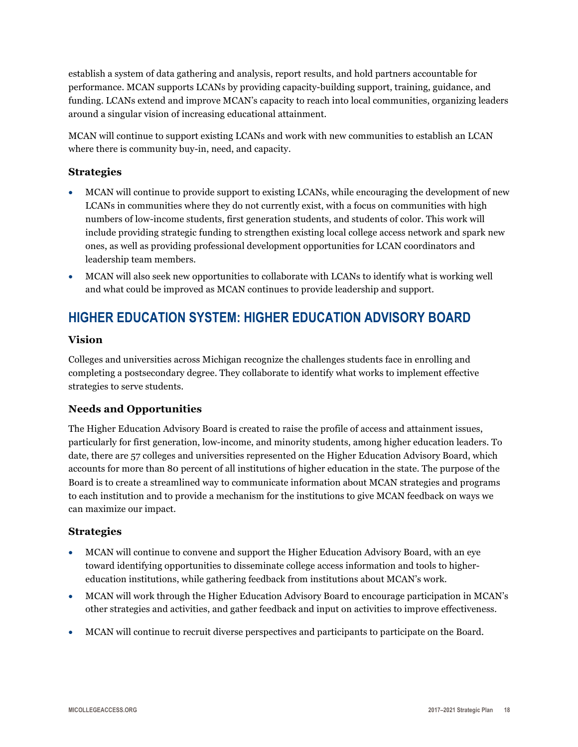establish a system of data gathering and analysis, report results, and hold partners accountable for performance. MCAN supports LCANs by providing capacity-building support, training, guidance, and funding. LCANs extend and improve MCAN's capacity to reach into local communities, organizing leaders around a singular vision of increasing educational attainment.

MCAN will continue to support existing LCANs and work with new communities to establish an LCAN where there is community buy-in, need, and capacity.

### Strategies

- MCAN will continue to provide support to existing LCANs, while encouraging the development of new LCANs in communities where they do not currently exist, with a focus on communities with high numbers of low-income students, first generation students, and students of color. This work will include providing strategic funding to strengthen existing local college access network and spark new ones, as well as providing professional development opportunities for LCAN coordinators and leadership team members.
- MCAN will also seek new opportunities to collaborate with LCANs to identify what is working well and what could be improved as MCAN continues to provide leadership and support.

## HIGHER EDUCATION SYSTEM: HIGHER EDUCATION ADVISORY BOARD

### Vision

Colleges and universities across Michigan recognize the challenges students face in enrolling and completing a postsecondary degree. They collaborate to identify what works to implement effective strategies to serve students.

### Needs and Opportunities

The Higher Education Advisory Board is created to raise the profile of access and attainment issues, particularly for first generation, low-income, and minority students, among higher education leaders. To date, there are 57 colleges and universities represented on the Higher Education Advisory Board, which accounts for more than 80 percent of all institutions of higher education in the state. The purpose of the Board is to create a streamlined way to communicate information about MCAN strategies and programs to each institution and to provide a mechanism for the institutions to give MCAN feedback on ways we can maximize our impact.

### Strategies

- MCAN will continue to convene and support the Higher Education Advisory Board, with an eye toward identifying opportunities to disseminate college access information and tools to higher-education institutions, while gathering feedback from institutions about MCAN's work.
- MCAN will work through the Higher Education Advisory Board to encourage participation in MCAN's other strategies and activities, and gather feedback and input on activities to improve effectiveness.
- MCAN will continue to recruit diverse perspectives and participants to participate on the Board.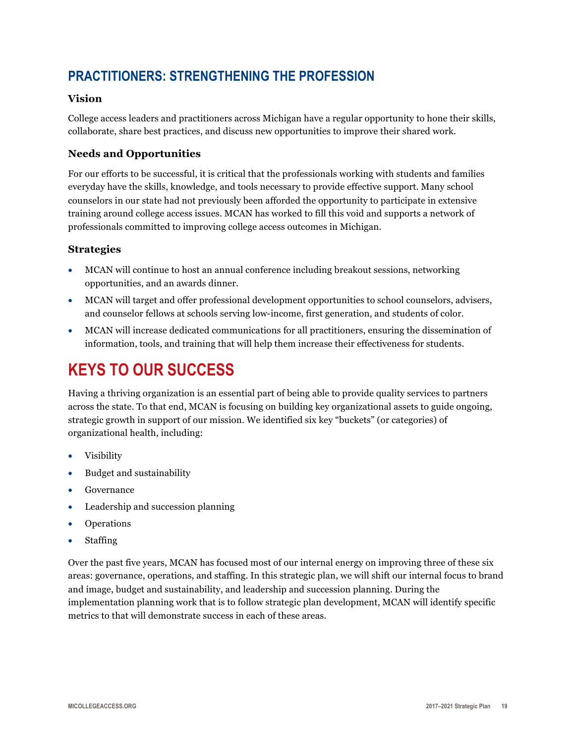## PRACTITIONERS: STRENGTHENING THE PROFESSION

### Vision

College access leaders and practitioners across Michigan have a regular opportunity to hone their skills, collaborate, share best practices, and discuss new opportunities to improve their shared work.

### Needs and Opportunities

For our efforts to be successful, it is critical that the professionals working with students and families everyday have the skills, knowledge, and tools necessary to provide effective support. Many school counselors in our state had not previously been afforded the opportunity to participate in extensive training around college access issues. MCAN has worked to fill this void and supports a network of professionals committed to improving college access outcomes in Michigan.

### Strategies

- MCAN will continue to host an annual conference including breakout sessions, networking opportunities, and an awards dinner.
- MCAN will target and offer professional development opportunities to school counselors, advisers, and counselor fellows at schools serving low-income, first generation, and students of color.
- MCAN will increase dedicated communications for all practitioners, ensuring the dissemination of information, tools, and training that will help them increase their effectiveness for students.

# KEYS TO OUR SUCCESS

Having a thriving organization is an essential part of being able to provide quality services to partners across the state. To that end, MCAN is focusing on building key organizational assets to guide ongoing, strategic growth in support of our mission. We identified six key "buckets" (or categories) of organizational health, including:

- Visibility
- Budget and sustainability
- Governance
- Leadership and succession planning
- Operations
- Staffing

Over the past five years, MCAN has focused most of our internal energy on improving three of these six areas: governance, operations, and staffing. In this strategic plan, we will shift our internal focus to brand and image, budget and sustainability, and leadership and succession planning. During the implementation planning work that is to follow strategic plan development, MCAN will identify specific metrics to that will demonstrate success in each of these areas.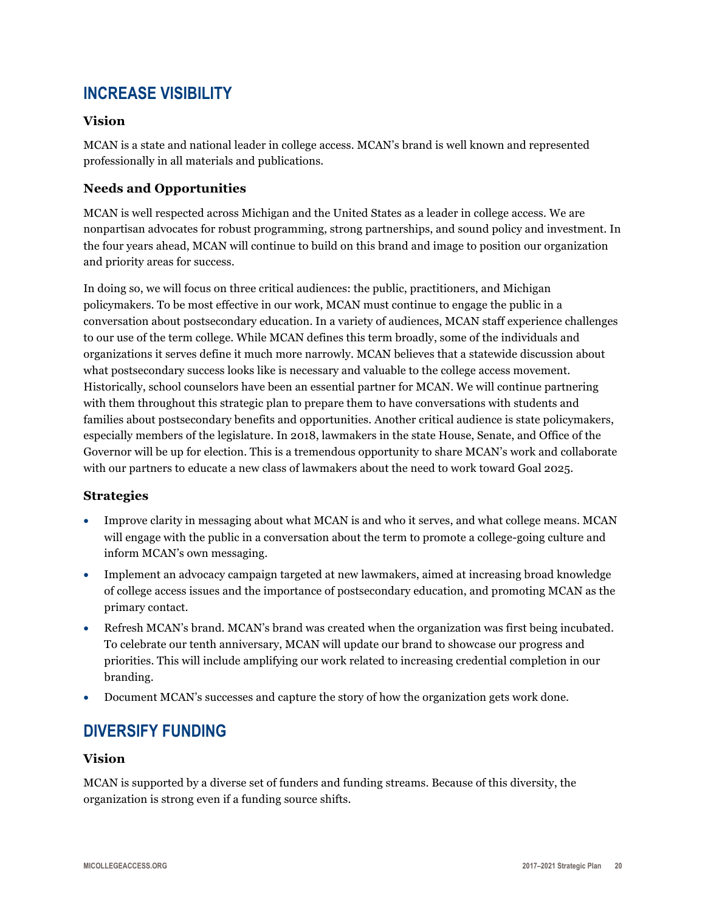## INCREASE VISIBILITY

### Vision

MCAN is a state and national leader in college access. MCAN's brand is well known and represented professionally in all materials and publications.

### Needs and Opportunities

MCAN is well respected across Michigan and the United States as a leader in college access. We are nonpartisan advocates for robust programming, strong partnerships, and sound policy and investment. In the four years ahead, MCAN will continue to build on this brand and image to position our organization and priority areas for success.

In doing so, we will focus on three critical audiences: the public, practitioners, and Michigan policymakers. To be most effective in our work, MCAN must continue to engage the public in a conversation about postsecondary education. In a variety of audiences, MCAN staff experience challenges to our use of the term college. While MCAN defines this term broadly, some of the individuals and organizations it serves define it much more narrowly. MCAN believes that a statewide discussion about what postsecondary success looks like is necessary and valuable to the college access movement. Historically, school counselors have been an essential partner for MCAN. We will continue partnering with them throughout this strategic plan to prepare them to have conversations with students and families about postsecondary benefits and opportunities. Another critical audience is state policymakers, especially members of the legislature. In 2018, lawmakers in the state House, Senate, and Office of the Governor will be up for election. This is a tremendous opportunity to share MCAN's work and collaborate with our partners to educate a new class of lawmakers about the need to work toward Goal 2025.

### Strategies

- Improve clarity in messaging about what MCAN is and who it serves, and what college means. MCAN will engage with the public in a conversation about the term to promote a college-going culture and inform MCAN's own messaging.
- Implement an advocacy campaign targeted at new lawmakers, aimed at increasing broad knowledge of college access issues and the importance of postsecondary education, and promoting MCAN as the primary contact.
- Refresh MCAN's brand. MCAN's brand was created when the organization was first being incubated. To celebrate our tenth anniversary, MCAN will update our brand to showcase our progress and priorities. This will include amplifying our work related to increasing credential completion in our branding.
- Document MCAN's successes and capture the story of how the organization gets work done.

## DIVERSIFY FUNDING

### Vision

MCAN is supported by a diverse set of funders and funding streams. Because of this diversity, the organization is strong even if a funding source shifts.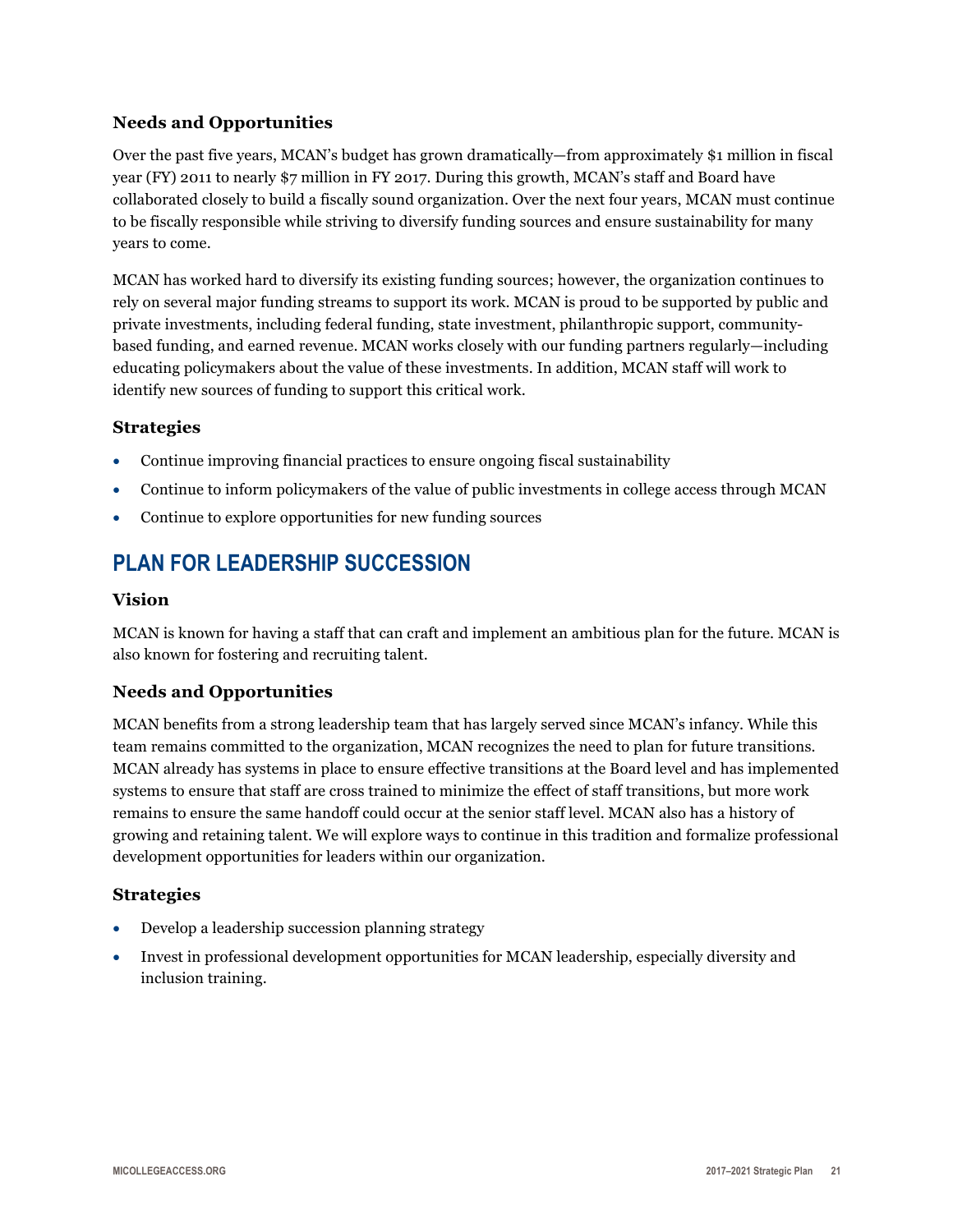### Needs and Opportunities

Over the past five years, MCAN's budget has grown dramatically—from approximately $1 million in fiscal year (FY) 2011 to nearly $7 million in FY 2017. During this growth, MCAN's staff and Board have collaborated closely to build a fiscally sound organization. Over the next four years, MCAN must continue to be fiscally responsible while striving to diversify funding sources and ensure sustainability for many years to come.

MCAN has worked hard to diversify its existing funding sources; however, the organization continues to rely on several major funding streams to support its work. MCAN is proud to be supported by public and private investments, including federal funding, state investment, philanthropic support, community-based funding, and earned revenue. MCAN works closely with our funding partners regularly—including educating policymakers about the value of these investments. In addition, MCAN staff will work to identify new sources of funding to support this critical work.

### Strategies

- Continue improving financial practices to ensure ongoing fiscal sustainability
- Continue to inform policymakers of the value of public investments in college access through MCAN
- Continue to explore opportunities for new funding sources

## PLAN FOR LEADERSHIP SUCCESSION

### Vision

MCAN is known for having a staff that can craft and implement an ambitious plan for the future. MCAN is also known for fostering and recruiting talent.

### Needs and Opportunities

MCAN benefits from a strong leadership team that has largely served since MCAN's infancy. While this team remains committed to the organization, MCAN recognizes the need to plan for future transitions. MCAN already has systems in place to ensure effective transitions at the Board level and has implemented systems to ensure that staff are cross trained to minimize the effect of staff transitions, but more work remains to ensure the same handoff could occur at the senior staff level. MCAN also has a history of growing and retaining talent. We will explore ways to continue in this tradition and formalize professional development opportunities for leaders within our organization.

### Strategies

- Develop a leadership succession planning strategy
- Invest in professional development opportunities for MCAN leadership, especially diversity and inclusion training.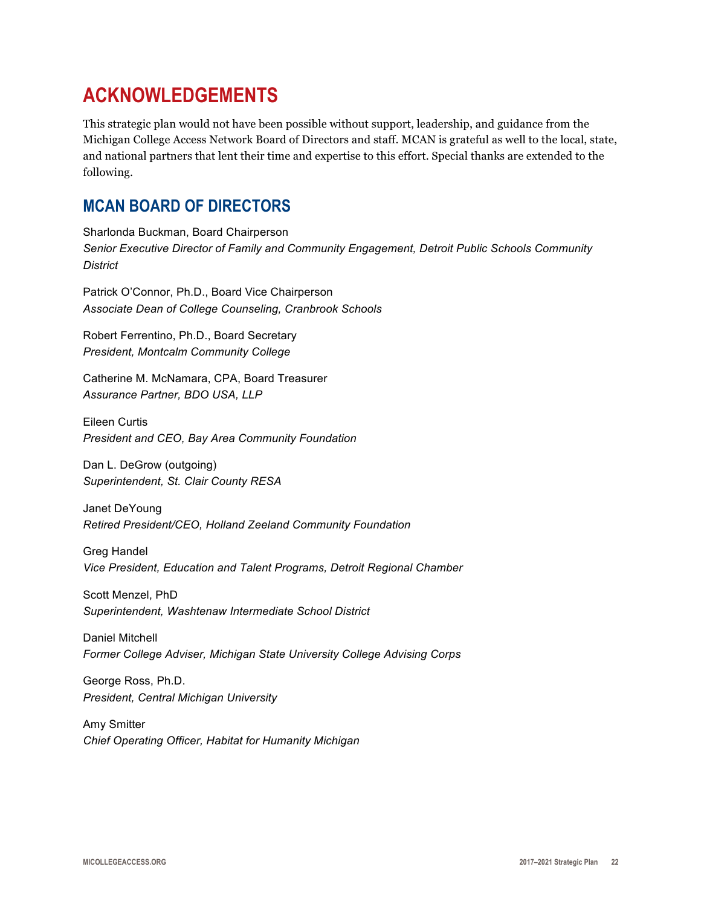# ACKNOWLEDGEMENTS

This strategic plan would not have been possible without support, leadership, and guidance from the Michigan College Access Network Board of Directors and staff. MCAN is grateful as well to the local, state, and national partners that lent their time and expertise to this effort. Special thanks are extended to the following.

## MCAN BOARD OF DIRECTORS

Sharlonda Buckman, Board Chairperson
*Senior Executive Director of Family and Community Engagement, Detroit Public Schools Community District*

Patrick O'Connor, Ph.D., Board Vice Chairperson
*Associate Dean of College Counseling, Cranbrook Schools*

Robert Ferrentino, Ph.D., Board Secretary
*President, Montcalm Community College*

Catherine M. McNamara, CPA, Board Treasurer
*Assurance Partner, BDO USA, LLP*

Eileen Curtis
*President and CEO, Bay Area Community Foundation*

Dan L. DeGrow (outgoing)
*Superintendent, St. Clair County RESA*

Janet DeYoung
*Retired President/CEO, Holland Zeeland Community Foundation*

Greg Handel
*Vice President, Education and Talent Programs, Detroit Regional Chamber*

Scott Menzel, PhD
*Superintendent, Washtenaw Intermediate School District*

Daniel Mitchell
*Former College Adviser, Michigan State University College Advising Corps*

George Ross, Ph.D.
*President, Central Michigan University*

Amy Smitter
*Chief Operating Officer, Habitat for Humanity Michigan*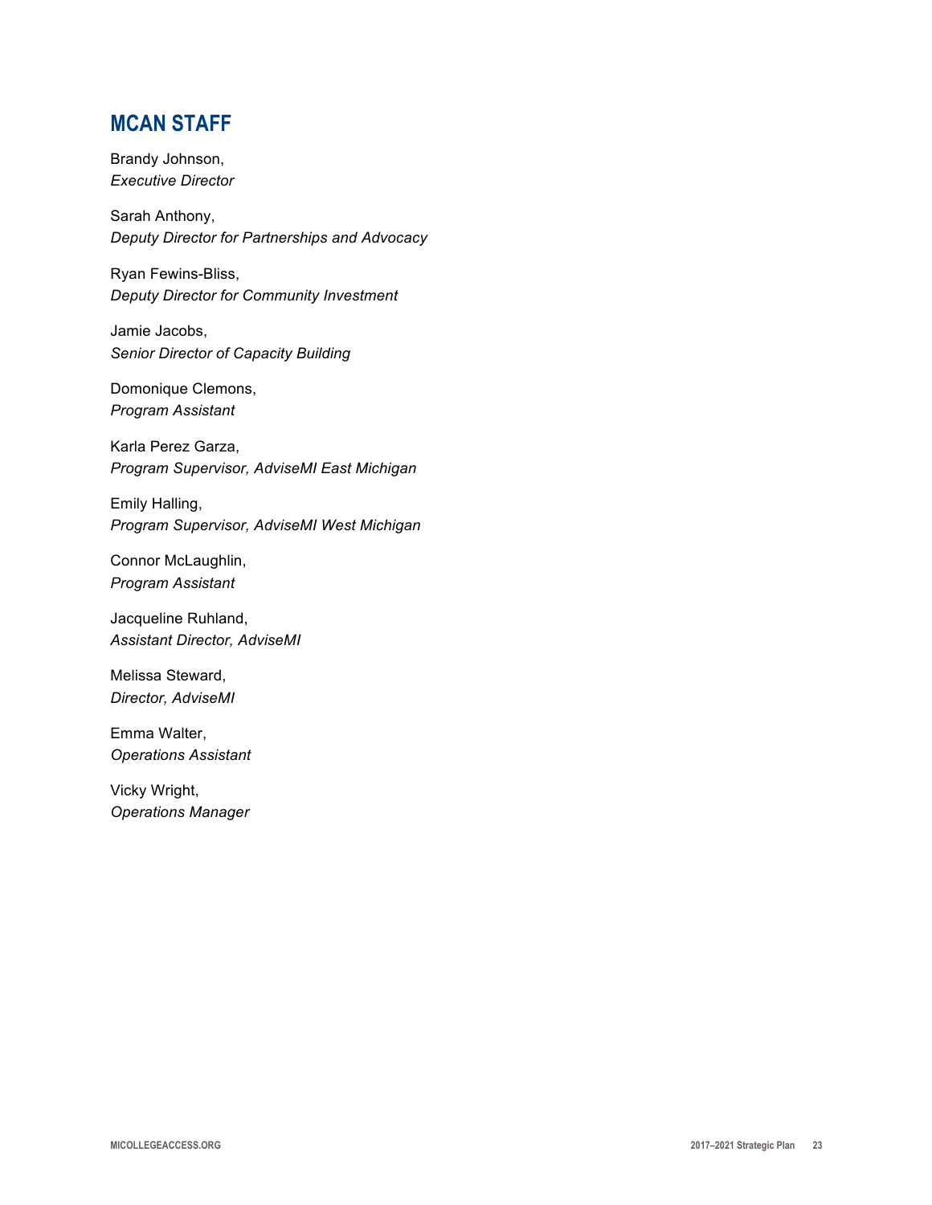## MCAN STAFF

Brandy Johnson,
*Executive Director*

Sarah Anthony,
*Deputy Director for Partnerships and Advocacy*

Ryan Fewins-Bliss,
*Deputy Director for Community Investment*

Jamie Jacobs,
*Senior Director of Capacity Building*

Domonique Clemons,
*Program Assistant*

Karla Perez Garza,
*Program Supervisor, AdviseMI East Michigan*

Emily Halling,
*Program Supervisor, AdviseMI West Michigan*

Connor McLaughlin,
*Program Assistant*

Jacqueline Ruhland,
*Assistant Director, AdviseMI*

Melissa Steward,
*Director, AdviseMI*

Emma Walter,
*Operations Assistant*

Vicky Wright,
*Operations Manager*